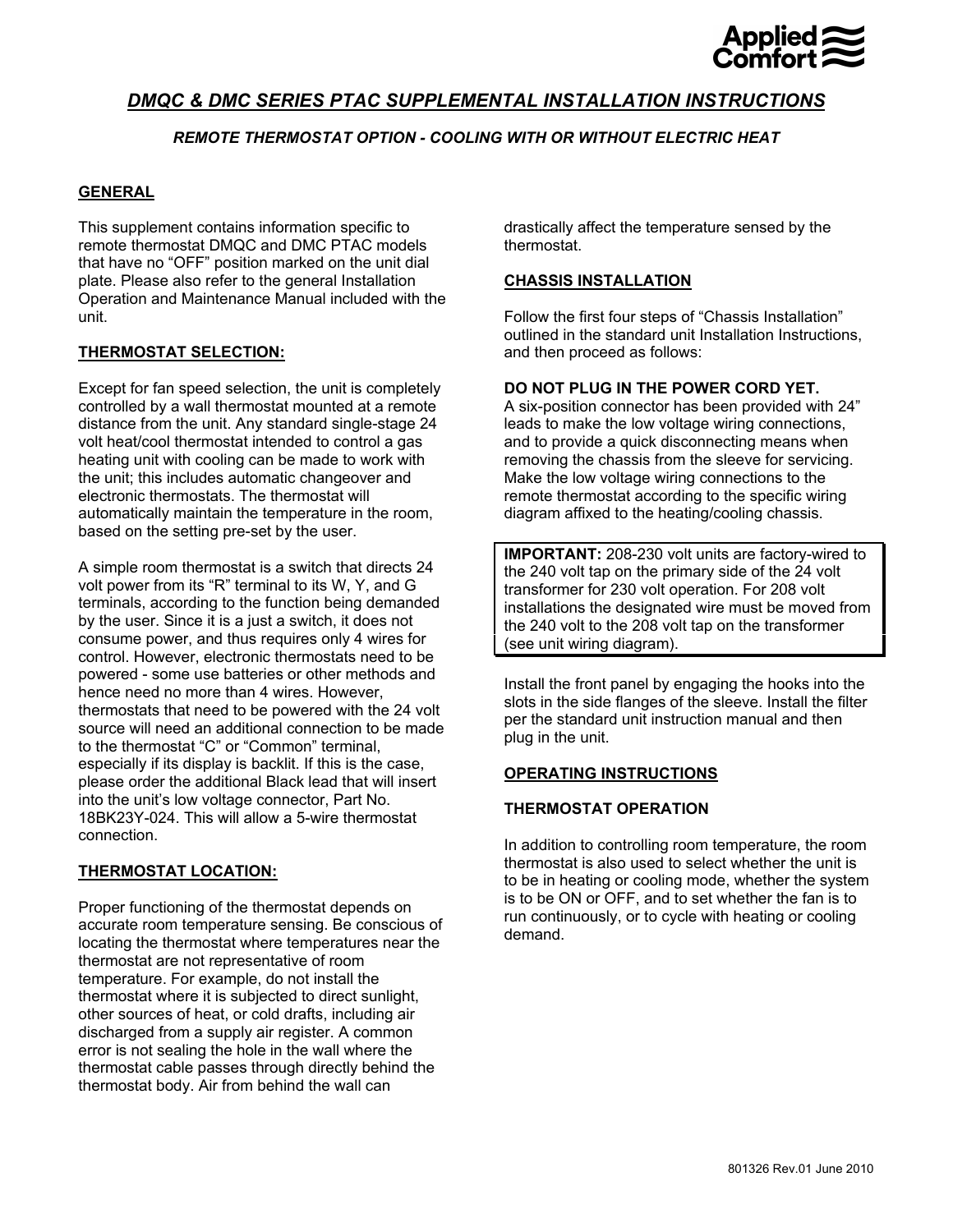Applied Comfort

# *DMQC & DMC SERIES PTAC SUPPLEMENTAL INSTALLATION INSTRUCTIONS*

### *REMOTE THERMOSTAT OPTION - COOLING WITH OR WITHOUT ELECTRIC HEAT*

## GENERAL

This supplement contains information specific to remote thermostat DMQC and DMC PTAC models that have no "OFF" position marked on the unit dial plate. Please also refer to the general Installation Operation and Maintenance Manual included with the unit.

## THERMOSTAT SELECTION:

Except for fan speed selection, the unit is completely controlled by a wall thermostat mounted at a remote distance from the unit. Any standard single-stage 24 volt heat/cool thermostat intended to control a gas heating unit with cooling can be made to work with the unit; this includes automatic changeover and electronic thermostats. The thermostat will automatically maintain the temperature in the room, based on the setting pre-set by the user.

A simple room thermostat is a switch that directs 24 volt power from its "R" terminal to its W, Y, and G terminals, according to the function being demanded by the user. Since it is a just a switch, it does not consume power, and thus requires only 4 wires for control. However, electronic thermostats need to be powered - some use batteries or other methods and hence need no more than 4 wires. However, thermostats that need to be powered with the 24 volt source will need an additional connection to be made to the thermostat "C" or "Common" terminal, especially if its display is backlit. If this is the case, please order the additional Black lead that will insert into the unit's low voltage connector, Part No. 18BK23Y-024. This will allow a 5-wire thermostat connection.

## THERMOSTAT LOCATION:

Proper functioning of the thermostat depends on accurate room temperature sensing. Be conscious of locating the thermostat where temperatures near the thermostat are not representative of room temperature. For example, do not install the thermostat where it is subjected to direct sunlight, other sources of heat, or cold drafts, including air discharged from a supply air register. A common error is not sealing the hole in the wall where the thermostat cable passes through directly behind the thermostat body. Air from behind the wall can drastically affect the temperature sensed by the thermostat.

## CHASSIS INSTALLATION

Follow the first four steps of "Chassis Installation" outlined in the standard unit Installation Instructions, and then proceed as follows:

**DO NOT PLUG IN THE POWER CORD YET.**
A six-position connector has been provided with 24" leads to make the low voltage wiring connections, and to provide a quick disconnecting means when removing the chassis from the sleeve for servicing. Make the low voltage wiring connections to the remote thermostat according to the specific wiring diagram affixed to the heating/cooling chassis.

> **IMPORTANT:** 208-230 volt units are factory-wired to the 240 volt tap on the primary side of the 24 volt transformer for 230 volt operation. For 208 volt installations the designated wire must be moved from the 240 volt to the 208 volt tap on the transformer (see unit wiring diagram).

Install the front panel by engaging the hooks into the slots in the side flanges of the sleeve. Install the filter per the standard unit instruction manual and then plug in the unit.

## OPERATING INSTRUCTIONS

### THERMOSTAT OPERATION

In addition to controlling room temperature, the room thermostat is also used to select whether the unit is to be in heating or cooling mode, whether the system is to be ON or OFF, and to set whether the fan is to run continuously, or to cycle with heating or cooling demand.

801326 Rev.01 June 2010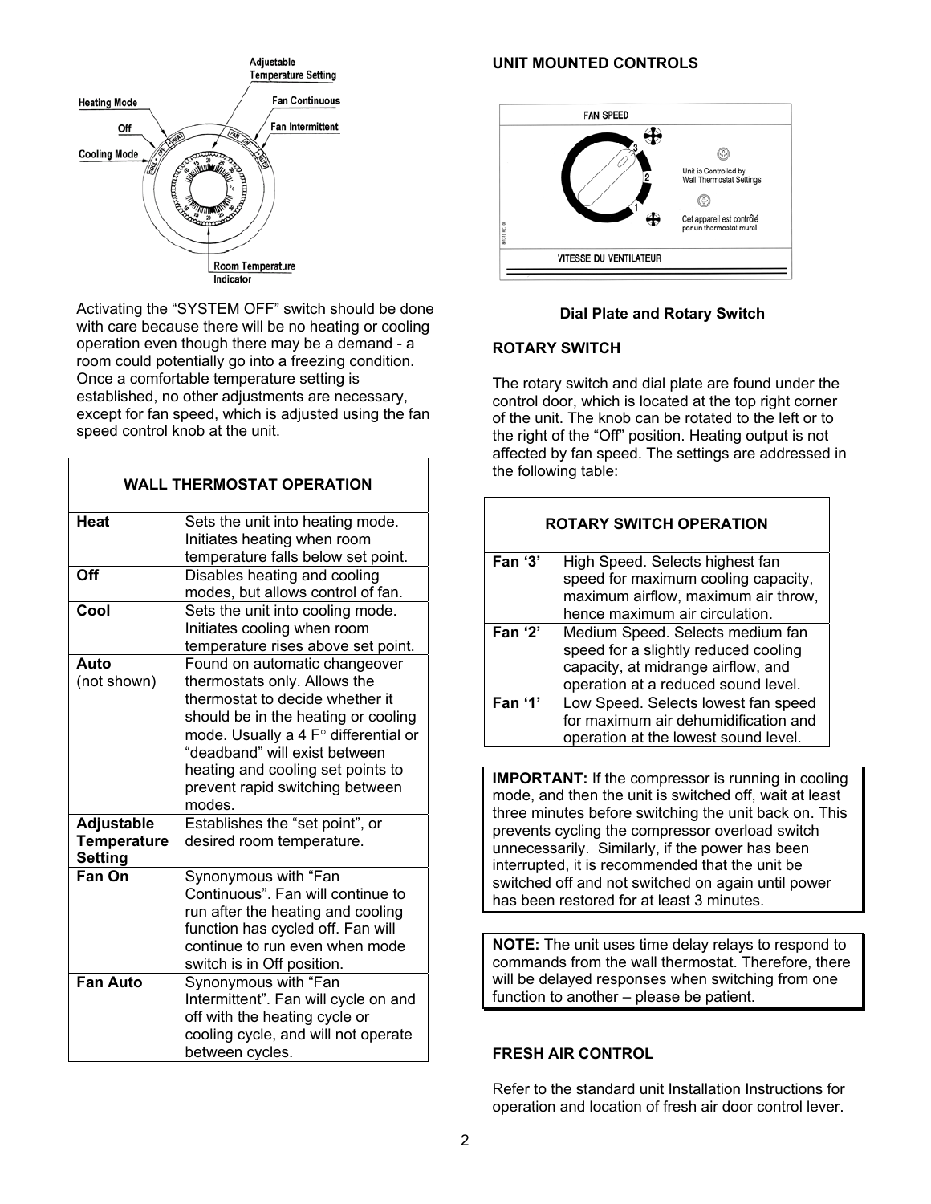Activating the "SYSTEM OFF" switch should be done with care because there will be no heating or cooling operation even though there may be a demand - a room could potentially go into a freezing condition. Once a comfortable temperature setting is established, no other adjustments are necessary, except for fan speed, which is adjusted using the fan speed control knob at the unit.

| WALL THERMOSTAT OPERATION | |
|---|---|
| **Heat** | Sets the unit into heating mode. Initiates heating when room temperature falls below set point. |
| **Off** | Disables heating and cooling modes, but allows control of fan. |
| **Cool** | Sets the unit into cooling mode. Initiates cooling when room temperature rises above set point. |
| **Auto** (not shown) | Found on automatic changeover thermostats only. Allows the thermostat to decide whether it should be in the heating or cooling mode. Usually a 4 F° differential or "deadband" will exist between heating and cooling set points to prevent rapid switching between modes. |
| **Adjustable Temperature Setting** | Establishes the "set point", or desired room temperature. |
| **Fan On** | Synonymous with "Fan Continuous". Fan will continue to run after the heating and cooling function has cycled off. Fan will continue to run even when mode switch is in Off position. |
| **Fan Auto** | Synonymous with "Fan Intermittent". Fan will cycle on and off with the heating cycle or cooling cycle, and will not operate between cycles. |

## UNIT MOUNTED CONTROLS

**Dial Plate and Rotary Switch**

## ROTARY SWITCH

The rotary switch and dial plate are found under the control door, which is located at the top right corner of the unit. The knob can be rotated to the left or to the right of the "Off" position. Heating output is not affected by fan speed. The settings are addressed in the following table:

| ROTARY SWITCH OPERATION | |
|---|---|
| **Fan '3'** | High Speed. Selects highest fan speed for maximum cooling capacity, maximum airflow, maximum air throw, hence maximum air circulation. |
| **Fan '2'** | Medium Speed. Selects medium fan speed for a slightly reduced cooling capacity, at midrange airflow, and operation at a reduced sound level. |
| **Fan '1'** | Low Speed. Selects lowest fan speed for maximum air dehumidification and operation at the lowest sound level. |

**IMPORTANT:** If the compressor is running in cooling mode, and then the unit is switched off, wait at least three minutes before switching the unit back on. This prevents cycling the compressor overload switch unnecessarily. Similarly, if the power has been interrupted, it is recommended that the unit be switched off and not switched on again until power has been restored for at least 3 minutes.

**NOTE:** The unit uses time delay relays to respond to commands from the wall thermostat. Therefore, there will be delayed responses when switching from one function to another – please be patient.

## FRESH AIR CONTROL

Refer to the standard unit Installation Instructions for operation and location of fresh air door control lever.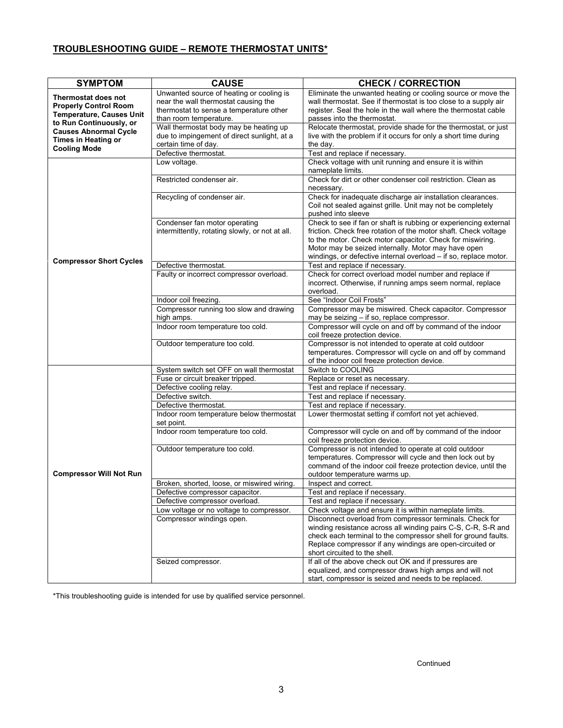## TROUBLESHOOTING GUIDE – REMOTE THERMOSTAT UNITS*

| SYMPTOM | CAUSE | CHECK / CORRECTION |
|---|---|---|
| **Thermostat does not Properly Control Room Temperature, Causes Unit to Run Continuously, or Causes Abnormal Cycle Times in Heating or Cooling Mode** | Unwanted source of heating or cooling is near the wall thermostat causing the thermostat to sense a temperature other than room temperature. | Eliminate the unwanted heating or cooling source or move the wall thermostat. See if thermostat is too close to a supply air register. Seal the hole in the wall where the thermostat cable passes into the thermostat. |
| | Wall thermostat body may be heating up due to impingement of direct sunlight, at a certain time of day. | Relocate thermostat, provide shade for the thermostat, or just live with the problem if it occurs for only a short time during the day. |
| | Defective thermostat. | Test and replace if necessary. |
| **Compressor Short Cycles** | Low voltage. | Check voltage with unit running and ensure it is within nameplate limits. |
| | Restricted condenser air. | Check for dirt or other condenser coil restriction. Clean as necessary. |
| | Recycling of condenser air. | Check for inadequate discharge air installation clearances. Coil not sealed against grille. Unit may not be completely pushed into sleeve |
| | Condenser fan motor operating intermittently, rotating slowly, or not at all. | Check to see if fan or shaft is rubbing or experiencing external friction. Check free rotation of the motor shaft. Check voltage to the motor. Check motor capacitor. Check for miswiring. Motor may be seized internally. Motor may have open windings, or defective internal overload – if so, replace motor. |
| | Defective thermostat. | Test and replace if necessary. |
| | Faulty or incorrect compressor overload. | Check for correct overload model number and replace if incorrect. Otherwise, if running amps seem normal, replace overload. |
| | Indoor coil freezing. | See "Indoor Coil Frosts" |
| | Compressor running too slow and drawing high amps. | Compressor may be miswired. Check capacitor. Compressor may be seizing – if so, replace compressor. |
| | Indoor room temperature too cold. | Compressor will cycle on and off by command of the indoor coil freeze protection device. |
| | Outdoor temperature too cold. | Compressor is not intended to operate at cold outdoor temperatures. Compressor will cycle on and off by command of the indoor coil freeze protection device. |
| **Compressor Will Not Run** | System switch set OFF on wall thermostat | Switch to COOLING |
| | Fuse or circuit breaker tripped. | Replace or reset as necessary. |
| | Defective cooling relay. | Test and replace if necessary. |
| | Defective switch. | Test and replace if necessary. |
| | Defective thermostat. | Test and replace if necessary. |
| | Indoor room temperature below thermostat set point. | Lower thermostat setting if comfort not yet achieved. |
| | Indoor room temperature too cold. | Compressor will cycle on and off by command of the indoor coil freeze protection device. |
| | Outdoor temperature too cold. | Compressor is not intended to operate at cold outdoor temperatures. Compressor will cycle and then lock out by command of the indoor coil freeze protection device, until the outdoor temperature warms up. |
| | Broken, shorted, loose, or miswired wiring. | Inspect and correct. |
| | Defective compressor capacitor. | Test and replace if necessary. |
| | Defective compressor overload. | Test and replace if necessary. |
| | Low voltage or no voltage to compressor. | Check voltage and ensure it is within nameplate limits. |
| | Compressor windings open. | Disconnect overload from compressor terminals. Check for winding resistance across all winding pairs C-S, C-R, S-R and check each terminal to the compressor shell for ground faults. Replace compressor if any windings are open-circuited or short circuited to the shell. |
| | Seized compressor. | If all of the above check out OK and if pressures are equalized, and compressor draws high amps and will not start, compressor is seized and needs to be replaced. |

*This troubleshooting guide is intended for use by qualified service personnel.

Continued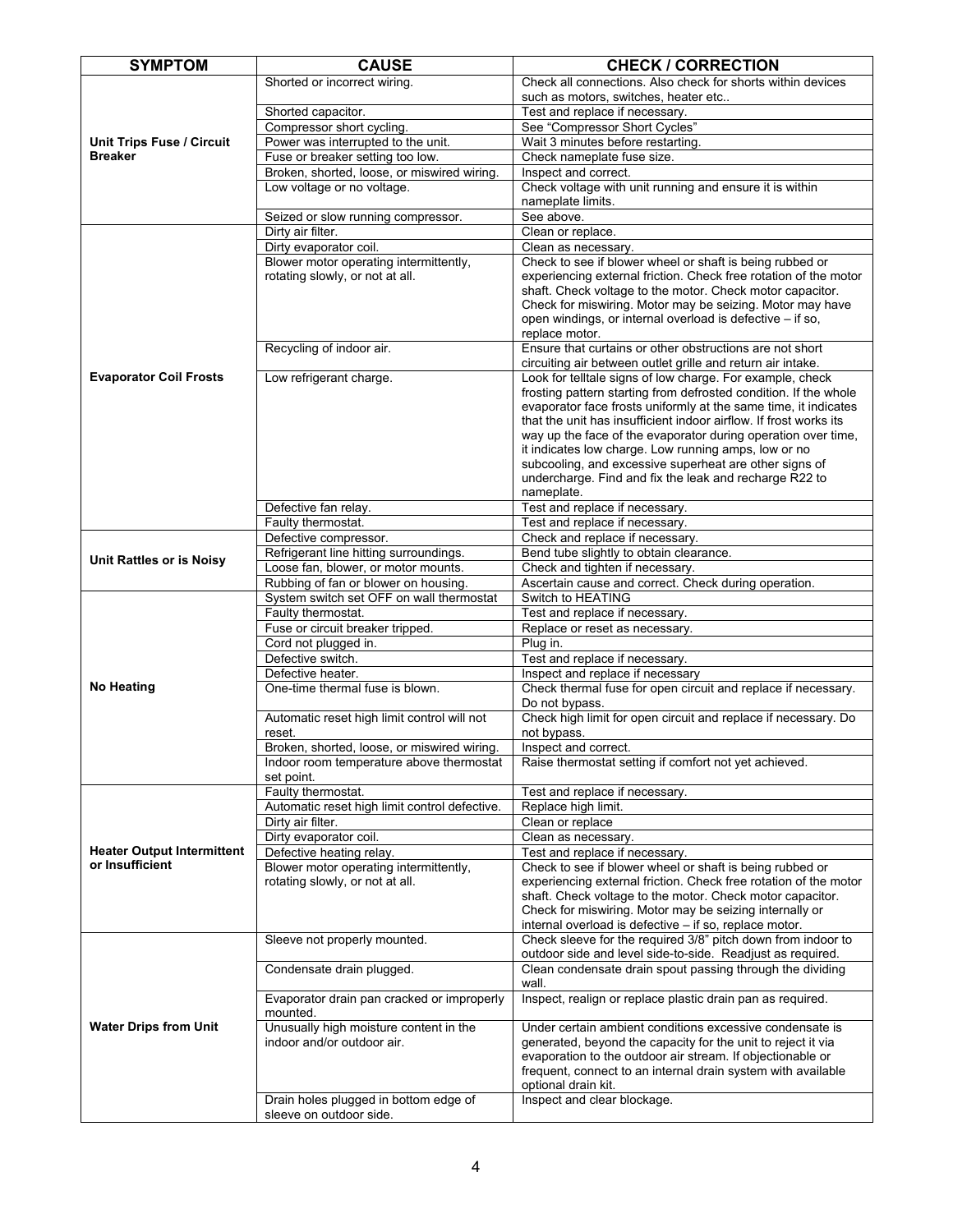| SYMPTOM | CAUSE | CHECK / CORRECTION |
|---|---|---|
| **Unit Trips Fuse / Circuit Breaker** | Shorted or incorrect wiring. | Check all connections. Also check for shorts within devices such as motors, switches, heater etc.. |
| | Shorted capacitor. | Test and replace if necessary. |
| | Compressor short cycling. | See "Compressor Short Cycles" |
| | Power was interrupted to the unit. | Wait 3 minutes before restarting. |
| | Fuse or breaker setting too low. | Check nameplate fuse size. |
| | Broken, shorted, loose, or miswired wiring. | Inspect and correct. |
| | Low voltage or no voltage. | Check voltage with unit running and ensure it is within nameplate limits. |
| | Seized or slow running compressor. | See above. |
| **Evaporator Coil Frosts** | Dirty air filter. | Clean or replace. |
| | Dirty evaporator coil. | Clean as necessary. |
| | Blower motor operating intermittently, rotating slowly, or not at all. | Check to see if blower wheel or shaft is being rubbed or experiencing external friction. Check free rotation of the motor shaft. Check voltage to the motor. Check motor capacitor. Check for miswiring. Motor may be seizing. Motor may have open windings, or internal overload is defective – if so, replace motor. |
| | Recycling of indoor air. | Ensure that curtains or other obstructions are not short circuiting air between outlet grille and return air intake. |
| | Low refrigerant charge. | Look for telltale signs of low charge. For example, check frosting pattern starting from defrosted condition. If the whole evaporator face frosts uniformly at the same time, it indicates that the unit has insufficient indoor airflow. If frost works its way up the face of the evaporator during operation over time, it indicates low charge. Low running amps, low or no subcooling, and excessive superheat are other signs of undercharge. Find and fix the leak and recharge R22 to nameplate. |
| | Defective fan relay. | Test and replace if necessary. |
| | Faulty thermostat. | Test and replace if necessary. |
| **Unit Rattles or is Noisy** | Defective compressor. | Check and replace if necessary. |
| | Refrigerant line hitting surroundings. | Bend tube slightly to obtain clearance. |
| | Loose fan, blower, or motor mounts. | Check and tighten if necessary. |
| | Rubbing of fan or blower on housing. | Ascertain cause and correct. Check during operation. |
| **No Heating** | System switch set OFF on wall thermostat | Switch to HEATING |
| | Faulty thermostat. | Test and replace if necessary. |
| | Fuse or circuit breaker tripped. | Replace or reset as necessary. |
| | Cord not plugged in. | Plug in. |
| | Defective switch. | Test and replace if necessary. |
| | Defective heater. | Inspect and replace if necessary |
| | One-time thermal fuse is blown. | Check thermal fuse for open circuit and replace if necessary. Do not bypass. |
| | Automatic reset high limit control will not reset. | Check high limit for open circuit and replace if necessary. Do not bypass. |
| | Broken, shorted, loose, or miswired wiring. | Inspect and correct. |
| | Indoor room temperature above thermostat set point. | Raise thermostat setting if comfort not yet achieved. |
| **Heater Output Intermittent or Insufficient** | Faulty thermostat. | Test and replace if necessary. |
| | Automatic reset high limit control defective. | Replace high limit. |
| | Dirty air filter. | Clean or replace |
| | Dirty evaporator coil. | Clean as necessary. |
| | Defective heating relay. | Test and replace if necessary. |
| | Blower motor operating intermittently, rotating slowly, or not at all. | Check to see if blower wheel or shaft is being rubbed or experiencing external friction. Check free rotation of the motor shaft. Check voltage to the motor. Check motor capacitor. Check for miswiring. Motor may be seizing internally or internal overload is defective – if so, replace motor. |
| **Water Drips from Unit** | Sleeve not properly mounted. | Check sleeve for the required 3/8" pitch down from indoor to outdoor side and level side-to-side. Readjust as required. |
| | Condensate drain plugged. | Clean condensate drain spout passing through the dividing wall. |
| | Evaporator drain pan cracked or improperly mounted. | Inspect, realign or replace plastic drain pan as required. |
| | Unusually high moisture content in the indoor and/or outdoor air. | Under certain ambient conditions excessive condensate is generated, beyond the capacity for the unit to reject it via evaporation to the outdoor air stream. If objectionable or frequent, connect to an internal drain system with available optional drain kit. |
| | Drain holes plugged in bottom edge of sleeve on outdoor side. | Inspect and clear blockage. |